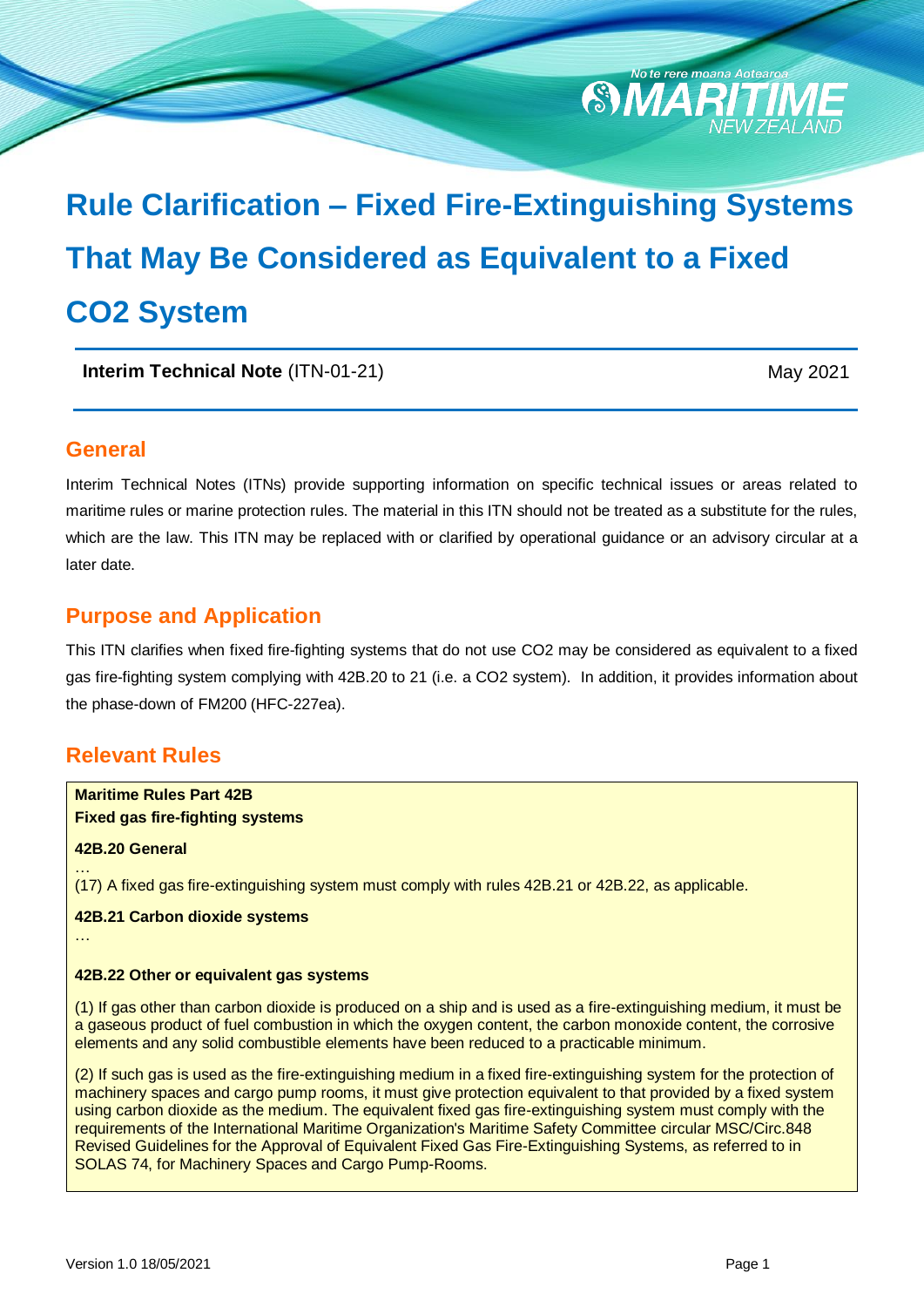# Rule Clarification – Fixed Fire-Extinguishing Systems That May Be Considered as Equivalent to a Fixed CO2 System

**Interim Technical Note** (ITN-01-21) May 2021

## General

Interim Technical Notes (ITNs) provide supporting information on specific technical issues or areas related to maritime rules or marine protection rules. The material in this ITN should not be treated as a substitute for the rules, which are the law. This ITN may be replaced with or clarified by operational guidance or an advisory circular at a later date.

## Purpose and Application

This ITN clarifies when fixed fire-fighting systems that do not use CO2 may be considered as equivalent to a fixed gas fire-fighting system complying with 42B.20 to 21 (i.e. a CO2 system). In addition, it provides information about the phase-down of FM200 (HFC-227ea).

## Relevant Rules

> **Maritime Rules Part 42B**
> **Fixed gas fire-fighting systems**
>
> **42B.20 General**
>
> …
> (17) A fixed gas fire-extinguishing system must comply with rules 42B.21 or 42B.22, as applicable.
>
> **42B.21 Carbon dioxide systems**
>
> …
>
> **42B.22 Other or equivalent gas systems**
>
> (1) If gas other than carbon dioxide is produced on a ship and is used as a fire-extinguishing medium, it must be a gaseous product of fuel combustion in which the oxygen content, the carbon monoxide content, the corrosive elements and any solid combustible elements have been reduced to a practicable minimum.
>
> (2) If such gas is used as the fire-extinguishing medium in a fixed fire-extinguishing system for the protection of machinery spaces and cargo pump rooms, it must give protection equivalent to that provided by a fixed system using carbon dioxide as the medium. The equivalent fixed gas fire-extinguishing system must comply with the requirements of the International Maritime Organization's Maritime Safety Committee circular MSC/Circ.848 Revised Guidelines for the Approval of Equivalent Fixed Gas Fire-Extinguishing Systems, as referred to in SOLAS 74, for Machinery Spaces and Cargo Pump-Rooms.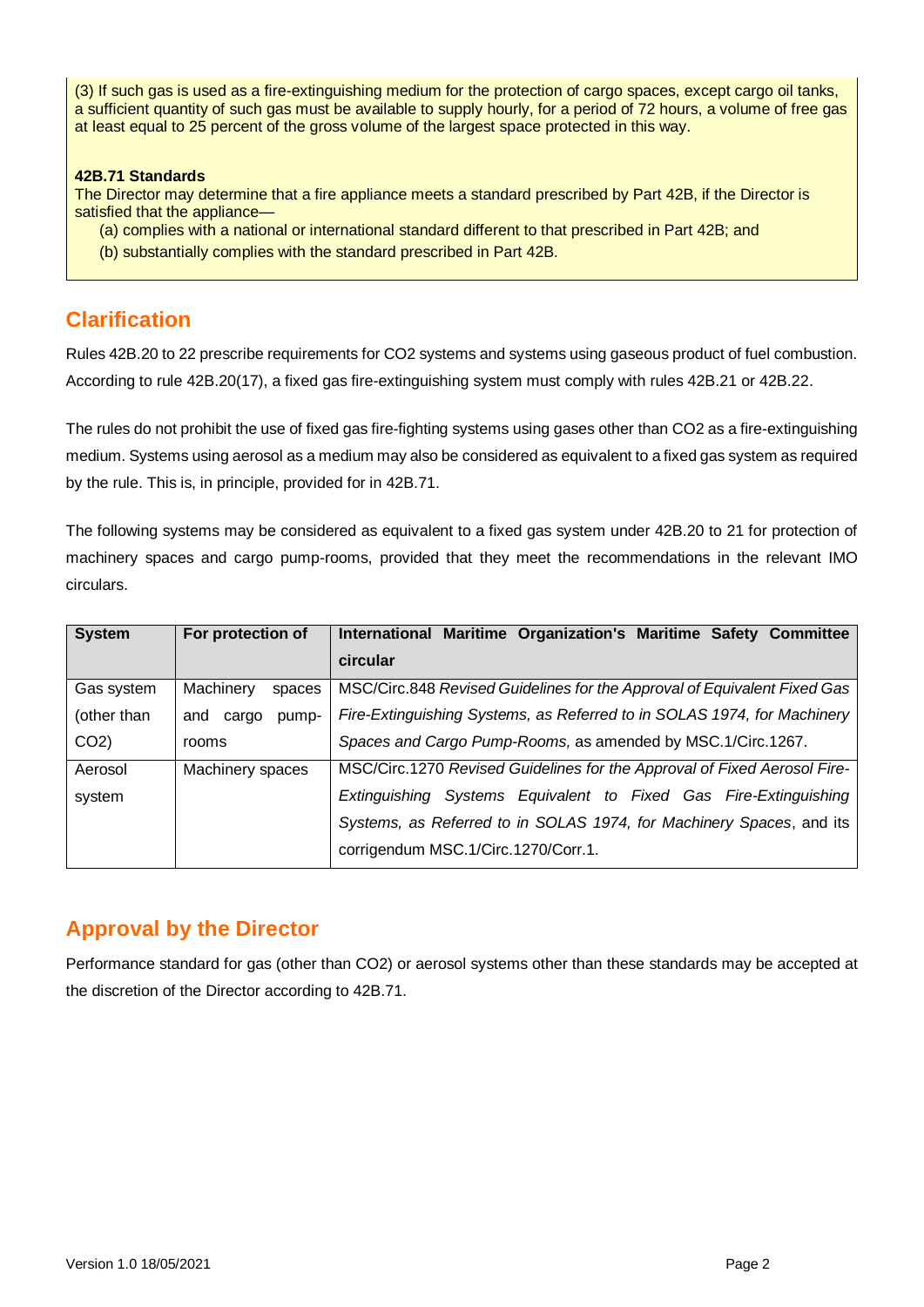(3) If such gas is used as a fire-extinguishing medium for the protection of cargo spaces, except cargo oil tanks, a sufficient quantity of such gas must be available to supply hourly, for a period of 72 hours, a volume of free gas at least equal to 25 percent of the gross volume of the largest space protected in this way.

**42B.71 Standards**
The Director may determine that a fire appliance meets a standard prescribed by Part 42B, if the Director is satisfied that the appliance—

(a) complies with a national or international standard different to that prescribed in Part 42B; and

(b) substantially complies with the standard prescribed in Part 42B.

## Clarification

Rules 42B.20 to 22 prescribe requirements for $CO_2$ systems and systems using gaseous product of fuel combustion. According to rule 42B.20(17), a fixed gas fire-extinguishing system must comply with rules 42B.21 or 42B.22.

The rules do not prohibit the use of fixed gas fire-fighting systems using gases other than $CO_2$ as a fire-extinguishing medium. Systems using aerosol as a medium may also be considered as equivalent to a fixed gas system as required by the rule. This is, in principle, provided for in 42B.71.

The following systems may be considered as equivalent to a fixed gas system under 42B.20 to 21 for protection of machinery spaces and cargo pump-rooms, provided that they meet the recommendations in the relevant IMO circulars.

| System | For protection of | International Maritime Organization's Maritime Safety Committee circular |
|---|---|---|
| Gas system (other than $CO_2$) | Machinery spaces and cargo pump-rooms | MSC/Circ.848 *Revised Guidelines for the Approval of Equivalent Fixed Gas Fire-Extinguishing Systems, as Referred to in SOLAS 1974, for Machinery Spaces and Cargo Pump-Rooms,* as amended by MSC.1/Circ.1267. |
| Aerosol system | Machinery spaces | MSC/Circ.1270 *Revised Guidelines for the Approval of Fixed Aerosol Fire-Extinguishing Systems Equivalent to Fixed Gas Fire-Extinguishing Systems, as Referred to in SOLAS 1974, for Machinery Spaces*, and its corrigendum MSC.1/Circ.1270/Corr.1. |

## Approval by the Director

Performance standard for gas (other than $CO_2$) or aerosol systems other than these standards may be accepted at the discretion of the Director according to 42B.71.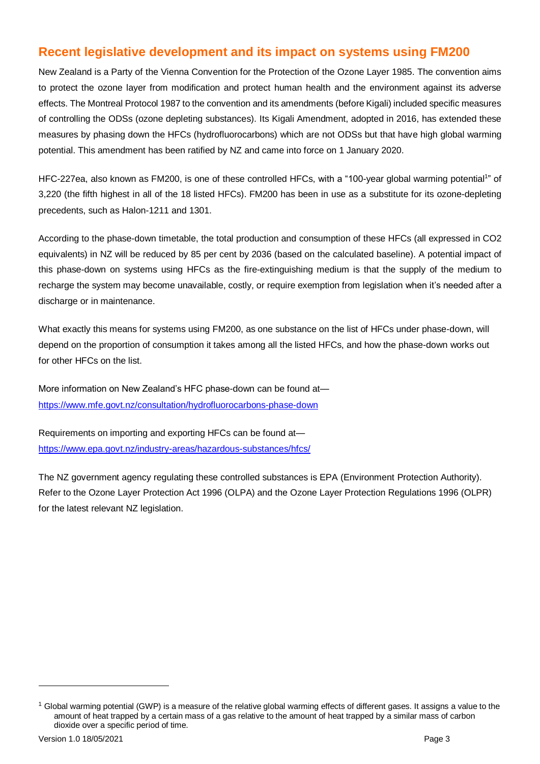## Recent legislative development and its impact on systems using FM200

New Zealand is a Party of the Vienna Convention for the Protection of the Ozone Layer 1985. The convention aims to protect the ozone layer from modification and protect human health and the environment against its adverse effects. The Montreal Protocol 1987 to the convention and its amendments (before Kigali) included specific measures of controlling the ODSs (ozone depleting substances). Its Kigali Amendment, adopted in 2016, has extended these measures by phasing down the HFCs (hydrofluorocarbons) which are not ODSs but that have high global warming potential. This amendment has been ratified by NZ and came into force on 1 January 2020.

HFC-227ea, also known as FM200, is one of these controlled HFCs, with a "100-year global warming potential[1]" of 3,220 (the fifth highest in all of the 18 listed HFCs). FM200 has been in use as a substitute for its ozone-depleting precedents, such as Halon-1211 and 1301.

According to the phase-down timetable, the total production and consumption of these HFCs (all expressed in $CO_2$ equivalents) in NZ will be reduced by 85 per cent by 2036 (based on the calculated baseline). A potential impact of this phase-down on systems using HFCs as the fire-extinguishing medium is that the supply of the medium to recharge the system may become unavailable, costly, or require exemption from legislation when it's needed after a discharge or in maintenance.

What exactly this means for systems using FM200, as one substance on the list of HFCs under phase-down, will depend on the proportion of consumption it takes among all the listed HFCs, and how the phase-down works out for other HFCs on the list.

More information on New Zealand's HFC phase-down can be found at—
https://www.mfe.govt.nz/consultation/hydrofluorocarbons-phase-down

Requirements on importing and exporting HFCs can be found at—
https://www.epa.govt.nz/industry-areas/hazardous-substances/hfcs/

The NZ government agency regulating these controlled substances is EPA (Environment Protection Authority). Refer to the Ozone Layer Protection Act 1996 (OLPA) and the Ozone Layer Protection Regulations 1996 (OLPR) for the latest relevant NZ legislation.

[1] Global warming potential (GWP) is a measure of the relative global warming effects of different gases. It assigns a value to the amount of heat trapped by a certain mass of a gas relative to the amount of heat trapped by a similar mass of carbon dioxide over a specific period of time.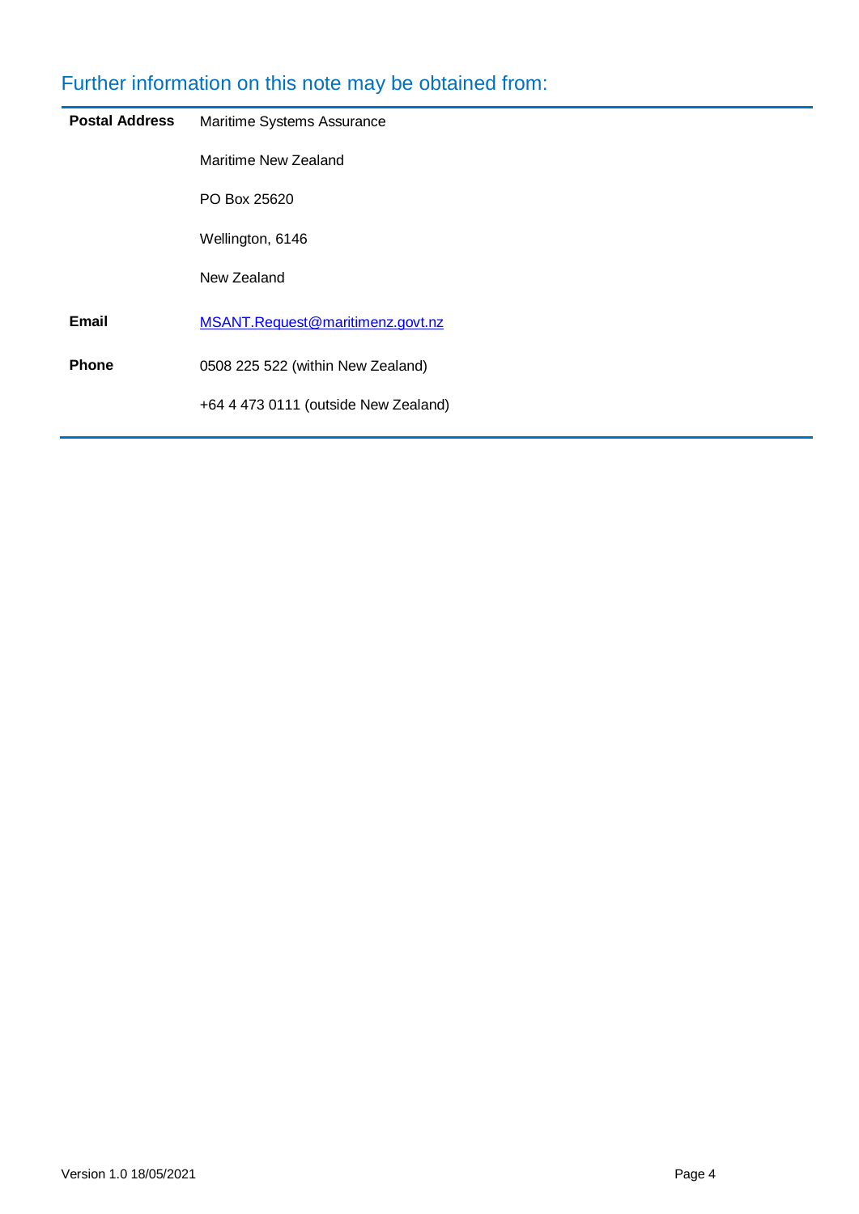## Further information on this note may be obtained from:

| | |
|---|---|
| **Postal Address** | Maritime Systems Assurance<br><br>Maritime New Zealand<br><br>PO Box 25620<br><br>Wellington, 6146<br><br>New Zealand |
| **Email** | MSANT.Request@maritimenz.govt.nz |
| **Phone** | 0508 225 522 (within New Zealand)<br><br>+64 4 473 0111 (outside New Zealand) |

Version 1.0 18/05/2021